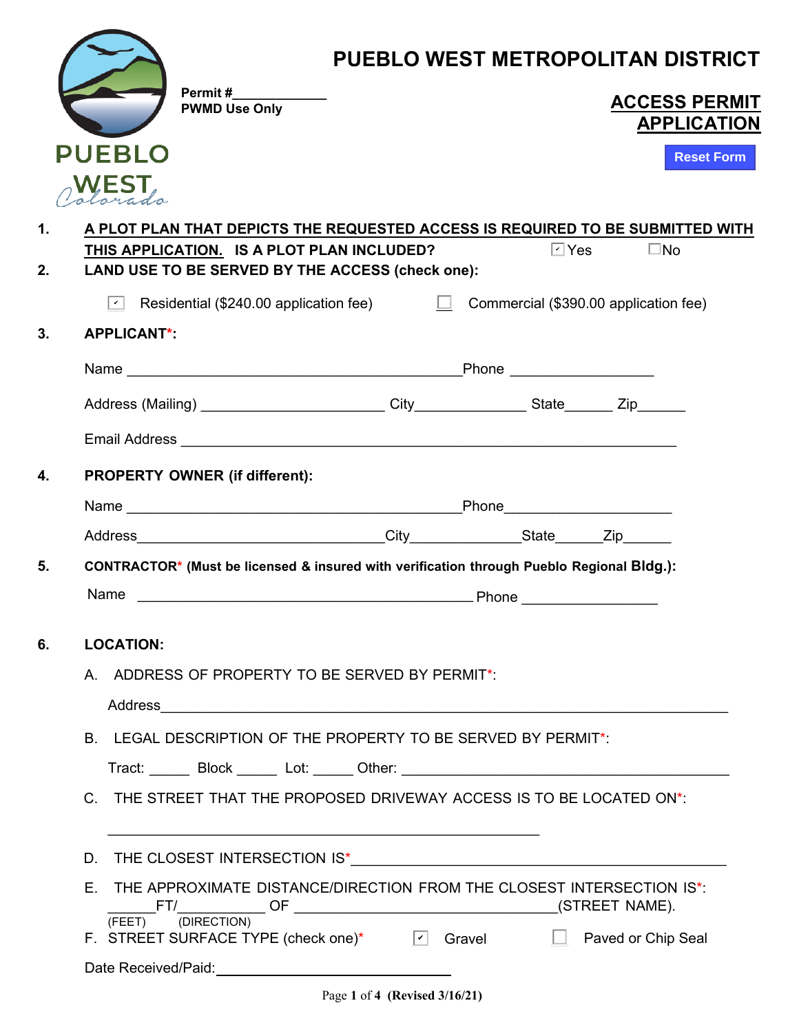# PUEBLO WEST METROPOLITAN DISTRICT

PUEBLO WEST Colorado

Permit #____________
PWMD Use Only

## ACCESS PERMIT APPLICATION

Reset Form

1. **A PLOT PLAN THAT DEPICTS THE REQUESTED ACCESS IS REQUIRED TO BE SUBMITTED WITH THIS APPLICATION. IS A PLOT PLAN INCLUDED?** ☑ Yes ☐ No

2. **LAND USE TO BE SERVED BY THE ACCESS (check one):**

   ☑ Residential ($240.00 application fee) ☐ Commercial ($390.00 application fee)

3. **APPLICANT*:**

   Name ____________________________________________ Phone __________________

   Address (Mailing) ________________________ City______________ State______ Zip______

   Email Address ______________________________________________________________

4. **PROPERTY OWNER (if different):**

   Name ____________________________________________ Phone____________________

   Address________________________________ City______________ State______ Zip______

5. **CONTRACTOR* (Must be licensed & insured with verification through Pueblo Regional Bldg.):**

   Name ____________________________________________ Phone ________________

6. **LOCATION:**

   A. ADDRESS OF PROPERTY TO BE SERVED BY PERMIT*:

   Address__________________________________________________________________

   B. LEGAL DESCRIPTION OF THE PROPERTY TO BE SERVED BY PERMIT*:

   Tract: _____ Block _____ Lot: _____ Other: ______________________________________

   C. THE STREET THAT THE PROPOSED DRIVEWAY ACCESS IS TO BE LOCATED ON*:

   _________________________________________________________

   D. THE CLOSEST INTERSECTION IS* ______________________________________________

   E. THE APPROXIMATE DISTANCE/DIRECTION FROM THE CLOSEST INTERSECTION IS*:
   ______FT/___________ OF ___________________________________(STREET NAME).
   (FEET) (DIRECTION)

   F. STREET SURFACE TYPE (check one)* ☑ Gravel ☐ Paved or Chip Seal

Date Received/Paid:_____________________________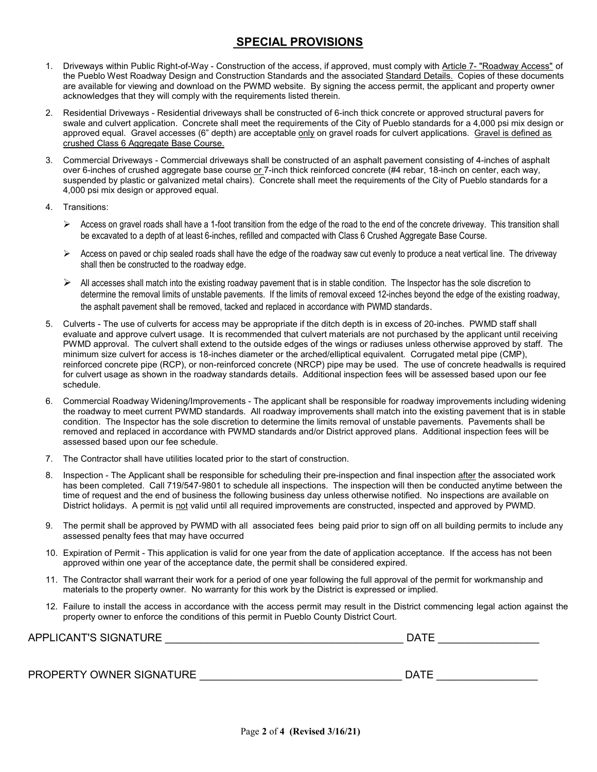# SPECIAL PROVISIONS

1. Driveways within Public Right-of-Way - Construction of the access, if approved, must comply with Article 7- "Roadway Access" of the Pueblo West Roadway Design and Construction Standards and the associated Standard Details. Copies of these documents are available for viewing and download on the PWMD website. By signing the access permit, the applicant and property owner acknowledges that they will comply with the requirements listed therein.

2. Residential Driveways - Residential driveways shall be constructed of 6-inch thick concrete or approved structural pavers for swale and culvert application. Concrete shall meet the requirements of the City of Pueblo standards for a 4,000 psi mix design or approved equal. Gravel accesses (6" depth) are acceptable only on gravel roads for culvert applications. Gravel is defined as crushed Class 6 Aggregate Base Course.

3. Commercial Driveways - Commercial driveways shall be constructed of an asphalt pavement consisting of 4-inches of asphalt over 6-inches of crushed aggregate base course or 7-inch thick reinforced concrete (#4 rebar, 18-inch on center, each way, suspended by plastic or galvanized metal chairs). Concrete shall meet the requirements of the City of Pueblo standards for a 4,000 psi mix design or approved equal.

4. Transitions:

   - Access on gravel roads shall have a 1-foot transition from the edge of the road to the end of the concrete driveway. This transition shall be excavated to a depth of at least 6-inches, refilled and compacted with Class 6 Crushed Aggregate Base Course.
   - Access on paved or chip sealed roads shall have the edge of the roadway saw cut evenly to produce a neat vertical line. The driveway shall then be constructed to the roadway edge.
   - All accesses shall match into the existing roadway pavement that is in stable condition. The Inspector has the sole discretion to determine the removal limits of unstable pavements. If the limits of removal exceed 12-inches beyond the edge of the existing roadway, the asphalt pavement shall be removed, tacked and replaced in accordance with PWMD standards.

5. Culverts - The use of culverts for access may be appropriate if the ditch depth is in excess of 20-inches. PWMD staff shall evaluate and approve culvert usage. It is recommended that culvert materials are not purchased by the applicant until receiving PWMD approval. The culvert shall extend to the outside edges of the wings or radiuses unless otherwise approved by staff. The minimum size culvert for access is 18-inches diameter or the arched/elliptical equivalent. Corrugated metal pipe (CMP), reinforced concrete pipe (RCP), or non-reinforced concrete (NRCP) pipe may be used. The use of concrete headwalls is required for culvert usage as shown in the roadway standards details. Additional inspection fees will be assessed based upon our fee schedule.

6. Commercial Roadway Widening/Improvements - The applicant shall be responsible for roadway improvements including widening the roadway to meet current PWMD standards. All roadway improvements shall match into the existing pavement that is in stable condition. The Inspector has the sole discretion to determine the limits removal of unstable pavements. Pavements shall be removed and replaced in accordance with PWMD standards and/or District approved plans. Additional inspection fees will be assessed based upon our fee schedule.

7. The Contractor shall have utilities located prior to the start of construction.

8. Inspection - The Applicant shall be responsible for scheduling their pre-inspection and final inspection after the associated work has been completed. Call 719/547-9801 to schedule all inspections. The inspection will then be conducted anytime between the time of request and the end of business the following business day unless otherwise notified. No inspections are available on District holidays. A permit is not valid until all required improvements are constructed, inspected and approved by PWMD.

9. The permit shall be approved by PWMD with all associated fees being paid prior to sign off on all building permits to include any assessed penalty fees that may have occurred

10. Expiration of Permit - This application is valid for one year from the date of application acceptance. If the access has not been approved within one year of the acceptance date, the permit shall be considered expired.

11. The Contractor shall warrant their work for a period of one year following the full approval of the permit for workmanship and materials to the property owner. No warranty for this work by the District is expressed or implied.

12. Failure to install the access in accordance with the access permit may result in the District commencing legal action against the property owner to enforce the conditions of this permit in Pueblo County District Court.

APPLICANT'S SIGNATURE ________________________________________ DATE ________________

PROPERTY OWNER SIGNATURE ________________________________ DATE ________________

(Revised 3/16/21)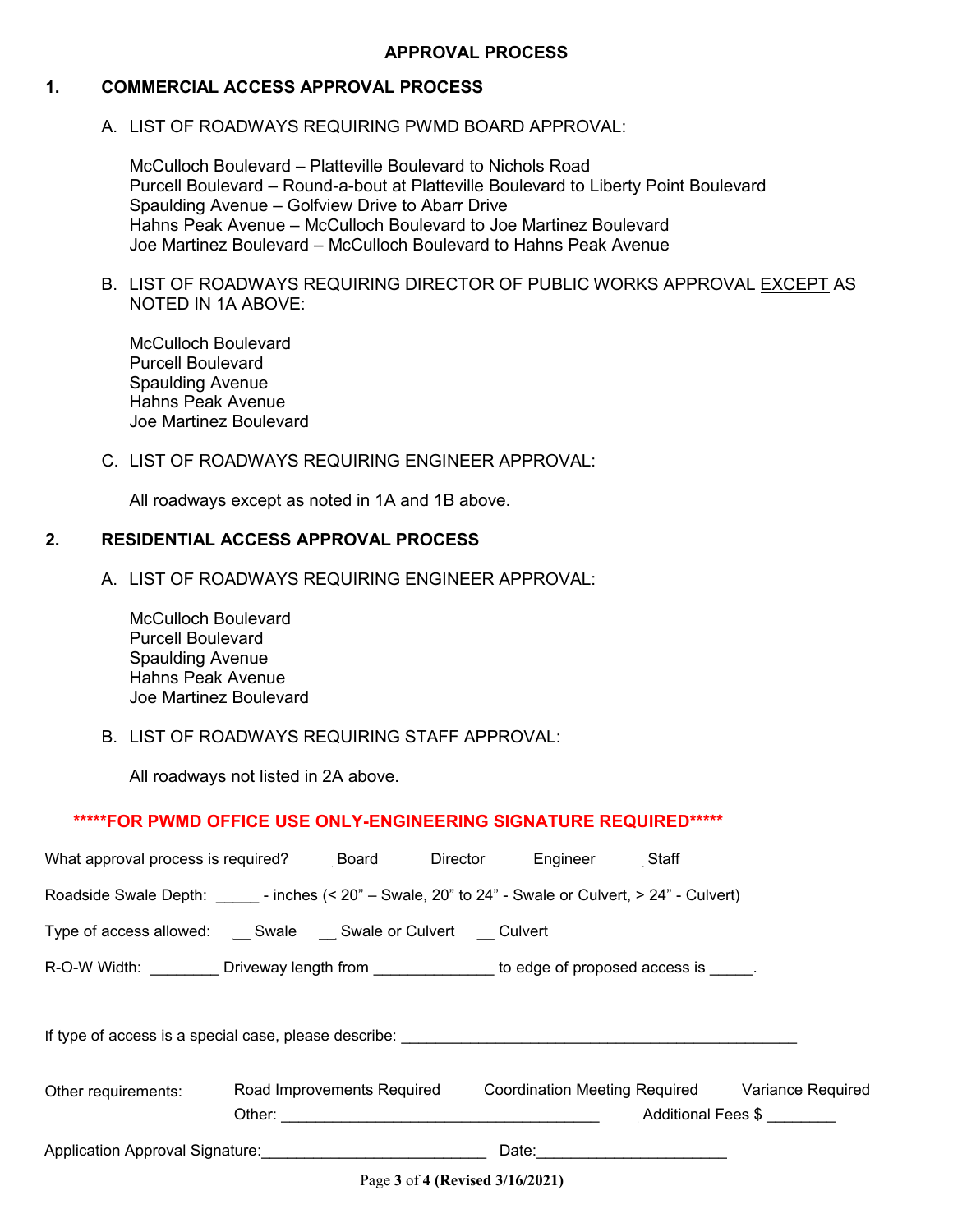# APPROVAL PROCESS

## 1. COMMERCIAL ACCESS APPROVAL PROCESS

A. LIST OF ROADWAYS REQUIRING PWMD BOARD APPROVAL:

McCulloch Boulevard – Platteville Boulevard to Nichols Road
Purcell Boulevard – Round-a-bout at Platteville Boulevard to Liberty Point Boulevard
Spaulding Avenue – Golfview Drive to Abarr Drive
Hahns Peak Avenue – McCulloch Boulevard to Joe Martinez Boulevard
Joe Martinez Boulevard – McCulloch Boulevard to Hahns Peak Avenue

B. LIST OF ROADWAYS REQUIRING DIRECTOR OF PUBLIC WORKS APPROVAL <u>EXCEPT</u> AS NOTED IN 1A ABOVE:

McCulloch Boulevard
Purcell Boulevard
Spaulding Avenue
Hahns Peak Avenue
Joe Martinez Boulevard

C. LIST OF ROADWAYS REQUIRING ENGINEER APPROVAL:

All roadways except as noted in 1A and 1B above.

## 2. RESIDENTIAL ACCESS APPROVAL PROCESS

A. LIST OF ROADWAYS REQUIRING ENGINEER APPROVAL:

McCulloch Boulevard
Purcell Boulevard
Spaulding Avenue
Hahns Peak Avenue
Joe Martinez Boulevard

B. LIST OF ROADWAYS REQUIRING STAFF APPROVAL:

All roadways not listed in 2A above.

**\*\*\*\*\*FOR PWMD OFFICE USE ONLY-ENGINEERING SIGNATURE REQUIRED\*\*\*\*\***

What approval process is required? \_\_ Board \_\_ Director \_\_ Engineer \_\_ Staff

Roadside Swale Depth: \_\_\_\_\_ - inches (< 20" – Swale, 20" to 24" - Swale or Culvert, > 24" - Culvert)

Type of access allowed: \_\_ Swale \_\_ Swale or Culvert \_\_ Culvert

R-O-W Width: \_\_\_\_\_\_\_\_ Driveway length from \_\_\_\_\_\_\_\_\_\_\_\_\_\_ to edge of proposed access is \_\_\_\_\_.

If type of access is a special case, please describe: \_\_\_\_\_\_\_\_\_\_\_\_\_\_\_\_\_\_\_\_\_\_\_\_\_\_\_\_\_\_\_\_\_\_\_\_\_\_\_\_\_\_\_\_\_\_\_\_

Other requirements: Road Improvements Required Coordination Meeting Required Variance Required
Other: \_\_\_\_\_\_\_\_\_\_\_\_\_\_\_\_\_\_\_\_\_\_\_\_\_\_\_\_\_\_\_\_\_\_\_\_\_\_ Additional Fees $ \_\_\_\_\_\_\_\_

Application Approval Signature:\_\_\_\_\_\_\_\_\_\_\_\_\_\_\_\_\_\_\_\_\_\_\_\_\_\_ Date:\_\_\_\_\_\_\_\_\_\_\_\_\_\_\_\_\_\_\_\_\_\_

(Revised 3/16/2021)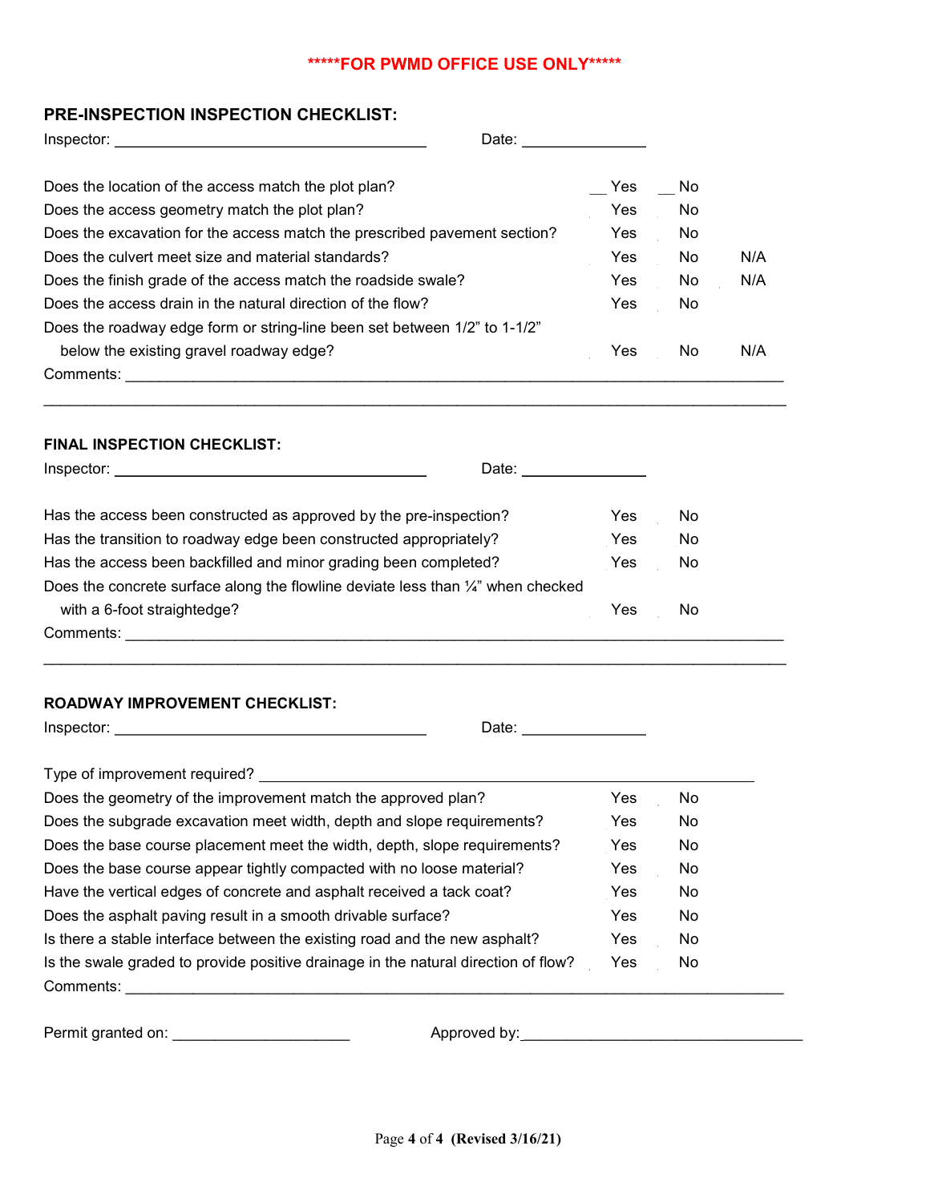**\*\*\*\*\*FOR PWMD OFFICE USE ONLY\*\*\*\*\***

## PRE-INSPECTION INSPECTION CHECKLIST:

Inspector: ______________________________ Date: ____________

| | | | |
|---|---|---|---|
| Does the location of the access match the plot plan? | __ Yes | __ No | |
| Does the access geometry match the plot plan? | Yes | No | |
| Does the excavation for the access match the prescribed pavement section? | Yes | No | |
| Does the culvert meet size and material standards? | Yes | No | N/A |
| Does the finish grade of the access match the roadside swale? | Yes | No | N/A |
| Does the access drain in the natural direction of the flow? | Yes | No | |
| Does the roadway edge form or string-line been set between 1/2" to 1-1/2" below the existing gravel roadway edge? | Yes | No | N/A |

Comments: ____________________________________________________________

________________________________________________________________________

## FINAL INSPECTION CHECKLIST:

Inspector: ______________________________ Date: ____________

| | | |
|---|---|---|
| Has the access been constructed as approved by the pre-inspection? | Yes | No |
| Has the transition to roadway edge been constructed appropriately? | Yes | No |
| Has the access been backfilled and minor grading been completed? | Yes | No |
| Does the concrete surface along the flowline deviate less than ¼" when checked with a 6-foot straightedge? | Yes | No |

Comments: ____________________________________________________________

________________________________________________________________________

## ROADWAY IMPROVEMENT CHECKLIST:

Inspector: ______________________________ Date: ____________

Type of improvement required? ______________________________________________

| | | |
|---|---|---|
| Does the geometry of the improvement match the approved plan? | Yes | No |
| Does the subgrade excavation meet width, depth and slope requirements? | Yes | No |
| Does the base course placement meet the width, depth, slope requirements? | Yes | No |
| Does the base course appear tightly compacted with no loose material? | Yes | No |
| Have the vertical edges of concrete and asphalt received a tack coat? | Yes | No |
| Does the asphalt paving result in a smooth drivable surface? | Yes | No |
| Is there a stable interface between the existing road and the new asphalt? | Yes | No |
| Is the swale graded to provide positive drainage in the natural direction of flow? | Yes | No |

Comments: ____________________________________________________________

Permit granted on: ____________________ Approved by: ______________________________

(Revised 3/16/21)